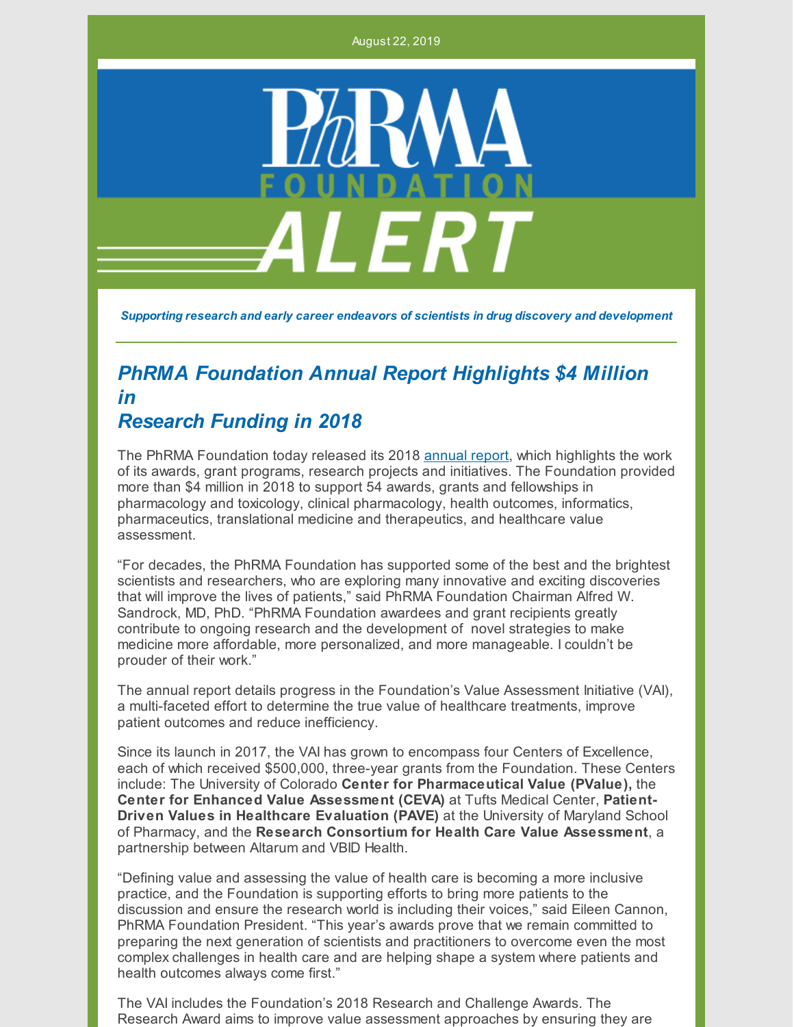August 22, 2019

PhRMA FOUNDATION ALERT

*Supporting research and early career endeavors of scientists in drug discovery and development*

## *PhRMA Foundation Annual Report Highlights $4 Million in Research Funding in 2018*

The PhRMA Foundation today released its 2018 annual report, which highlights the work of its awards, grant programs, research projects and initiatives. The Foundation provided more than $4 million in 2018 to support 54 awards, grants and fellowships in pharmacology and toxicology, clinical pharmacology, health outcomes, informatics, pharmaceutics, translational medicine and therapeutics, and healthcare value assessment.

"For decades, the PhRMA Foundation has supported some of the best and the brightest scientists and researchers, who are exploring many innovative and exciting discoveries that will improve the lives of patients," said PhRMA Foundation Chairman Alfred W. Sandrock, MD, PhD. "PhRMA Foundation awardees and grant recipients greatly contribute to ongoing research and the development of novel strategies to make medicine more affordable, more personalized, and more manageable. I couldn't be prouder of their work."

The annual report details progress in the Foundation's Value Assessment Initiative (VAI), a multi-faceted effort to determine the true value of healthcare treatments, improve patient outcomes and reduce inefficiency.

Since its launch in 2017, the VAI has grown to encompass four Centers of Excellence, each of which received $500,000, three-year grants from the Foundation. These Centers include: The University of Colorado **Center for Pharmaceutical Value (PValue),** the **Center for Enhanced Value Assessment (CEVA)** at Tufts Medical Center, **Patient-Driven Values in Healthcare Evaluation (PAVE)** at the University of Maryland School of Pharmacy, and the **Research Consortium for Health Care Value Assessment**, a partnership between Altarum and VBID Health.

"Defining value and assessing the value of health care is becoming a more inclusive practice, and the Foundation is supporting efforts to bring more patients to the discussion and ensure the research world is including their voices," said Eileen Cannon, PhRMA Foundation President. "This year's awards prove that we remain committed to preparing the next generation of scientists and practitioners to overcome even the most complex challenges in health care and are helping shape a system where patients and health outcomes always come first."

The VAI includes the Foundation's 2018 Research and Challenge Awards. The Research Award aims to improve value assessment approaches by ensuring they are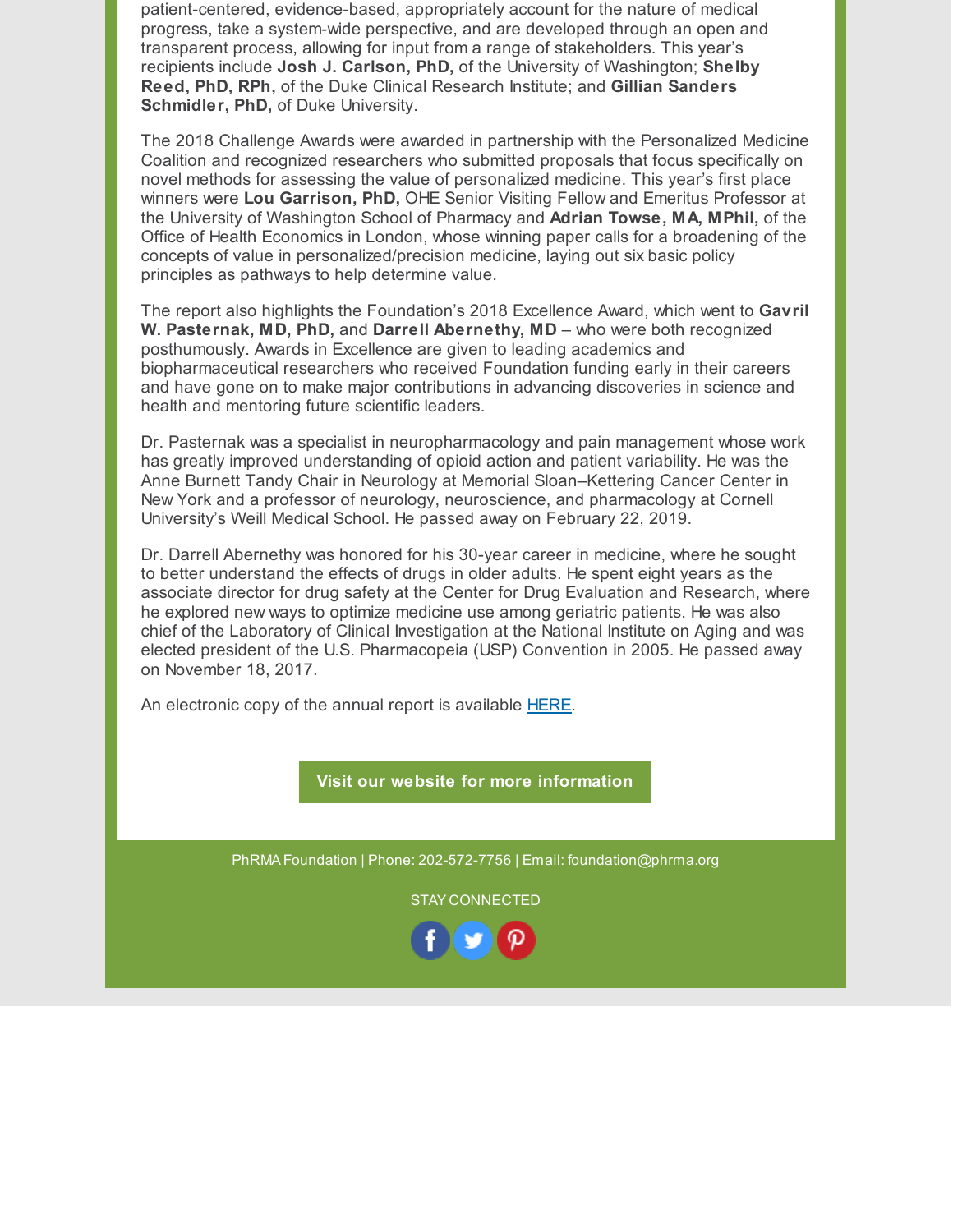patient-centered, evidence-based, appropriately account for the nature of medical progress, take a system-wide perspective, and are developed through an open and transparent process, allowing for input from a range of stakeholders. This year's recipients include **Josh J. Carlson, PhD,** of the University of Washington; **Shelby Reed, PhD, RPh,** of the Duke Clinical Research Institute; and **Gillian Sanders Schmidler, PhD,** of Duke University.

The 2018 Challenge Awards were awarded in partnership with the Personalized Medicine Coalition and recognized researchers who submitted proposals that focus specifically on novel methods for assessing the value of personalized medicine. This year's first place winners were **Lou Garrison, PhD,** OHE Senior Visiting Fellow and Emeritus Professor at the University of Washington School of Pharmacy and **Adrian Towse, MA, MPhil,** of the Office of Health Economics in London, whose winning paper calls for a broadening of the concepts of value in personalized/precision medicine, laying out six basic policy principles as pathways to help determine value.

The report also highlights the Foundation's 2018 Excellence Award, which went to **Gavril W. Pasternak, MD, PhD,** and **Darrell Abernethy, MD** – who were both recognized posthumously. Awards in Excellence are given to leading academics and biopharmaceutical researchers who received Foundation funding early in their careers and have gone on to make major contributions in advancing discoveries in science and health and mentoring future scientific leaders.

Dr. Pasternak was a specialist in neuropharmacology and pain management whose work has greatly improved understanding of opioid action and patient variability. He was the Anne Burnett Tandy Chair in Neurology at Memorial Sloan–Kettering Cancer Center in New York and a professor of neurology, neuroscience, and pharmacology at Cornell University's Weill Medical School. He passed away on February 22, 2019.

Dr. Darrell Abernethy was honored for his 30-year career in medicine, where he sought to better understand the effects of drugs in older adults. He spent eight years as the associate director for drug safety at the Center for Drug Evaluation and Research, where he explored new ways to optimize medicine use among geriatric patients. He was also chief of the Laboratory of Clinical Investigation at the National Institute on Aging and was elected president of the U.S. Pharmacopeia (USP) Convention in 2005. He passed away on November 18, 2017.

An electronic copy of the annual report is available HERE.

---

**Visit our website for more information**

PhRMA Foundation | Phone: 202-572-7756 | Email: foundation@phrma.org

STAY CONNECTED